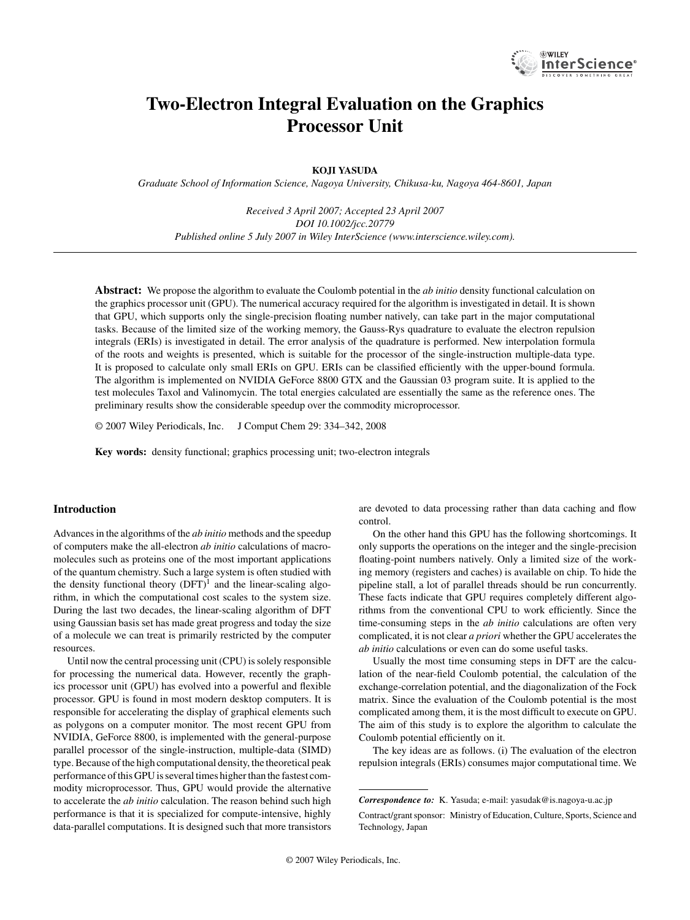# Two-Electron Integral Evaluation on the Graphics Processor Unit

**KOJI YASUDA**

*Graduate School of Information Science, Nagoya University, Chikusa-ku, Nagoya 464-8601, Japan*

*Received 3 April 2007; Accepted 23 April 2007*
*DOI 10.1002/jcc.20779*
*Published online 5 July 2007 in Wiley InterScience (www.interscience.wiley.com).*

---

**Abstract:** We propose the algorithm to evaluate the Coulomb potential in the *ab initio* density functional calculation on the graphics processor unit (GPU). The numerical accuracy required for the algorithm is investigated in detail. It is shown that GPU, which supports only the single-precision floating number natively, can take part in the major computational tasks. Because of the limited size of the working memory, the Gauss-Rys quadrature to evaluate the electron repulsion integrals (ERIs) is investigated in detail. The error analysis of the quadrature is performed. New interpolation formula of the roots and weights is presented, which is suitable for the processor of the single-instruction multiple-data type. It is proposed to calculate only small ERIs on GPU. ERIs can be classified efficiently with the upper-bound formula. The algorithm is implemented on NVIDIA GeForce 8800 GTX and the Gaussian 03 program suite. It is applied to the test molecules Taxol and Valinomycin. The total energies calculated are essentially the same as the reference ones. The preliminary results show the considerable speedup over the commodity microprocessor.

© 2007 Wiley Periodicals, Inc. J Comput Chem 29: 334–342, 2008

**Key words:** density functional; graphics processing unit; two-electron integrals

## Introduction

Advances in the algorithms of the *ab initio* methods and the speedup of computers make the all-electron *ab initio* calculations of macromolecules such as proteins one of the most important applications of the quantum chemistry. Such a large system is often studied with the density functional theory (DFT)[1] and the linear-scaling algorithm, in which the computational cost scales to the system size. During the last two decades, the linear-scaling algorithm of DFT using Gaussian basis set has made great progress and today the size of a molecule we can treat is primarily restricted by the computer resources.

Until now the central processing unit (CPU) is solely responsible for processing the numerical data. However, recently the graphics processor unit (GPU) has evolved into a powerful and flexible processor. GPU is found in most modern desktop computers. It is responsible for accelerating the display of graphical elements such as polygons on a computer monitor. The most recent GPU from NVIDIA, GeForce 8800, is implemented with the general-purpose parallel processor of the single-instruction, multiple-data (SIMD) type. Because of the high computational density, the theoretical peak performance of this GPU is several times higher than the fastest commodity microprocessor. Thus, GPU would provide the alternative to accelerate the *ab initio* calculation. The reason behind such high performance is that it is specialized for compute-intensive, highly data-parallel computations. It is designed such that more transistors are devoted to data processing rather than data caching and flow control.

On the other hand this GPU has the following shortcomings. It only supports the operations on the integer and the single-precision floating-point numbers natively. Only a limited size of the working memory (registers and caches) is available on chip. To hide the pipeline stall, a lot of parallel threads should be run concurrently. These facts indicate that GPU requires completely different algorithms from the conventional CPU to work efficiently. Since the time-consuming steps in the *ab initio* calculations are often very complicated, it is not clear *a priori* whether the GPU accelerates the *ab initio* calculations or even can do some useful tasks.

Usually the most time consuming steps in DFT are the calculation of the near-field Coulomb potential, the calculation of the exchange-correlation potential, and the diagonalization of the Fock matrix. Since the evaluation of the Coulomb potential is the most complicated among them, it is the most difficult to execute on GPU. The aim of this study is to explore the algorithm to calculate the Coulomb potential efficiently on it.

The key ideas are as follows. (i) The evaluation of the electron repulsion integrals (ERIs) consumes major computational time. We

---

***Correspondence to:*** K. Yasuda; e-mail: yasudak@is.nagoya-u.ac.jp

Contract/grant sponsor: Ministry of Education, Culture, Sports, Science and Technology, Japan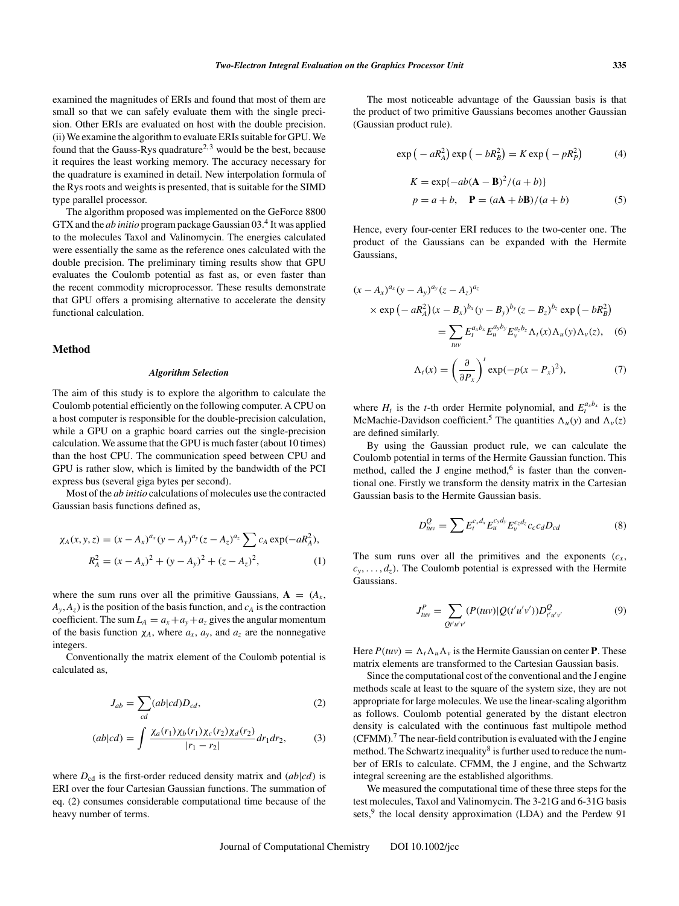examined the magnitudes of ERIs and found that most of them are small so that we can safely evaluate them with the single precision. Other ERIs are evaluated on host with the double precision. (ii) We examine the algorithm to evaluate ERIs suitable for GPU. We found that the Gauss-Rys quadrature[2,3] would be the best, because it requires the least working memory. The accuracy necessary for the quadrature is examined in detail. New interpolation formula of the Rys roots and weights is presented, that is suitable for the SIMD type parallel processor.

The algorithm proposed was implemented on the GeForce 8800 GTX and the *ab initio* program package Gaussian 03.[4] It was applied to the molecules Taxol and Valinomycin. The energies calculated were essentially the same as the reference ones calculated with the double precision. The preliminary timing results show that GPU evaluates the Coulomb potential as fast as, or even faster than the recent commodity microprocessor. These results demonstrate that GPU offers a promising alternative to accelerate the density functional calculation.

## Method

### *Algorithm Selection*

The aim of this study is to explore the algorithm to calculate the Coulomb potential efficiently on the following computer. A CPU on a host computer is responsible for the double-precision calculation, while a GPU on a graphic board carries out the single-precision calculation. We assume that the GPU is much faster (about 10 times) than the host CPU. The communication speed between CPU and GPU is rather slow, which is limited by the bandwidth of the PCI express bus (several giga bytes per second).

Most of the *ab initio* calculations of molecules use the contracted Gaussian basis functions defined as,

$$\chi_A(x,y,z) = (x-A_x)^{a_x}(y-A_y)^{a_y}(z-A_z)^{a_z}\sum c_A \exp(-aR_A^2),$$
$$R_A^2 = (x-A_x)^2 + (y-A_y)^2 + (z-A_z)^2, \tag{1}$$

where the sum runs over all the primitive Gaussians, $\mathbf{A} = (A_x, A_y, A_z)$ is the position of the basis function, and $c_A$ is the contraction coefficient. The sum $L_A = a_x + a_y + a_z$ gives the angular momentum of the basis function $\chi_A$, where $a_x$, $a_y$, and $a_z$ are the nonnegative integers.

Conventionally the matrix element of the Coulomb potential is calculated as,

$$J_{ab} = \sum_{cd}(ab|cd)D_{cd}, \tag{2}$$

$$(ab|cd) = \int \frac{\chi_a(r_1)\chi_b(r_1)\chi_c(r_2)\chi_d(r_2)}{|r_1 - r_2|}dr_1 dr_2, \tag{3}$$

where $D_{cd}$ is the first-order reduced density matrix and $(ab|cd)$ is ERI over the four Cartesian Gaussian functions. The summation of eq. (2) consumes considerable computational time because of the heavy number of terms.

The most noticeable advantage of the Gaussian basis is that the product of two primitive Gaussians becomes another Gaussian (Gaussian product rule).

$$\exp\left(-aR_A^2\right)\exp\left(-bR_B^2\right) = K\exp\left(-pR_P^2\right) \tag{4}$$

$$K = \exp\{-ab(\mathbf{A}-\mathbf{B})^2/(a+b)\}$$
$$p = a + b, \quad \mathbf{P} = (a\mathbf{A} + b\mathbf{B})/(a+b) \tag{5}$$

Hence, every four-center ERI reduces to the two-center one. The product of the Gaussians can be expanded with the Hermite Gaussians,

$$(x-A_x)^{a_x}(y-A_y)^{a_y}(z-A_z)^{a_z}$$
$$\times \exp\left(-aR_A^2\right)(x-B_x)^{b_x}(y-B_y)^{b_y}(z-B_z)^{b_z}\exp\left(-bR_B^2\right)$$
$$= \sum_{tuv} E_t^{a_x b_x} E_u^{a_y b_y} E_v^{a_z b_z} \Lambda_t(x)\Lambda_u(y)\Lambda_v(z), \tag{6}$$

$$\Lambda_t(x) = \left(\frac{\partial}{\partial P_x}\right)^t \exp(-p(x-P_x)^2), \tag{7}$$

where $H_t$ is the $t$-th order Hermite polynomial, and $E_t^{a_x b_x}$ is the McMachie-Davidson coefficient.[5] The quantities $\Lambda_u(y)$ and $\Lambda_v(z)$ are defined similarly.

By using the Gaussian product rule, we can calculate the Coulomb potential in terms of the Hermite Gaussian function. This method, called the J engine method,[6] is faster than the conventional one. Firstly we transform the density matrix in the Cartesian Gaussian basis to the Hermite Gaussian basis.

$$D_{tuv}^{Q} = \sum E_t^{c_x d_x} E_u^{c_y d_y} E_v^{c_z d_z} c_c c_d D_{cd} \tag{8}$$

The sum runs over all the primitives and the exponents ($c_x$, $c_y, \ldots, d_z$). The Coulomb potential is expressed with the Hermite Gaussians.

$$J_{tuv}^{P} = \sum_{Qt'u'v'} (P(tuv)|Q(t'u'v'))D_{t'u'v'}^{Q} \tag{9}$$

Here $P(tuv) = \Lambda_t\Lambda_u\Lambda_v$ is the Hermite Gaussian on center $\mathbf{P}$. These matrix elements are transformed to the Cartesian Gaussian basis.

Since the computational cost of the conventional and the J engine methods scale at least to the square of the system size, they are not appropriate for large molecules. We use the linear-scaling algorithm as follows. Coulomb potential generated by the distant electron density is calculated with the continuous fast multipole method (CFMM).[7] The near-field contribution is evaluated with the J engine method. The Schwartz inequality[8] is further used to reduce the number of ERIs to calculate. CFMM, the J engine, and the Schwartz integral screening are the established algorithms.

We measured the computational time of these three steps for the test molecules, Taxol and Valinomycin. The 3-21G and 6-31G basis sets,[9] the local density approximation (LDA) and the Perdew 91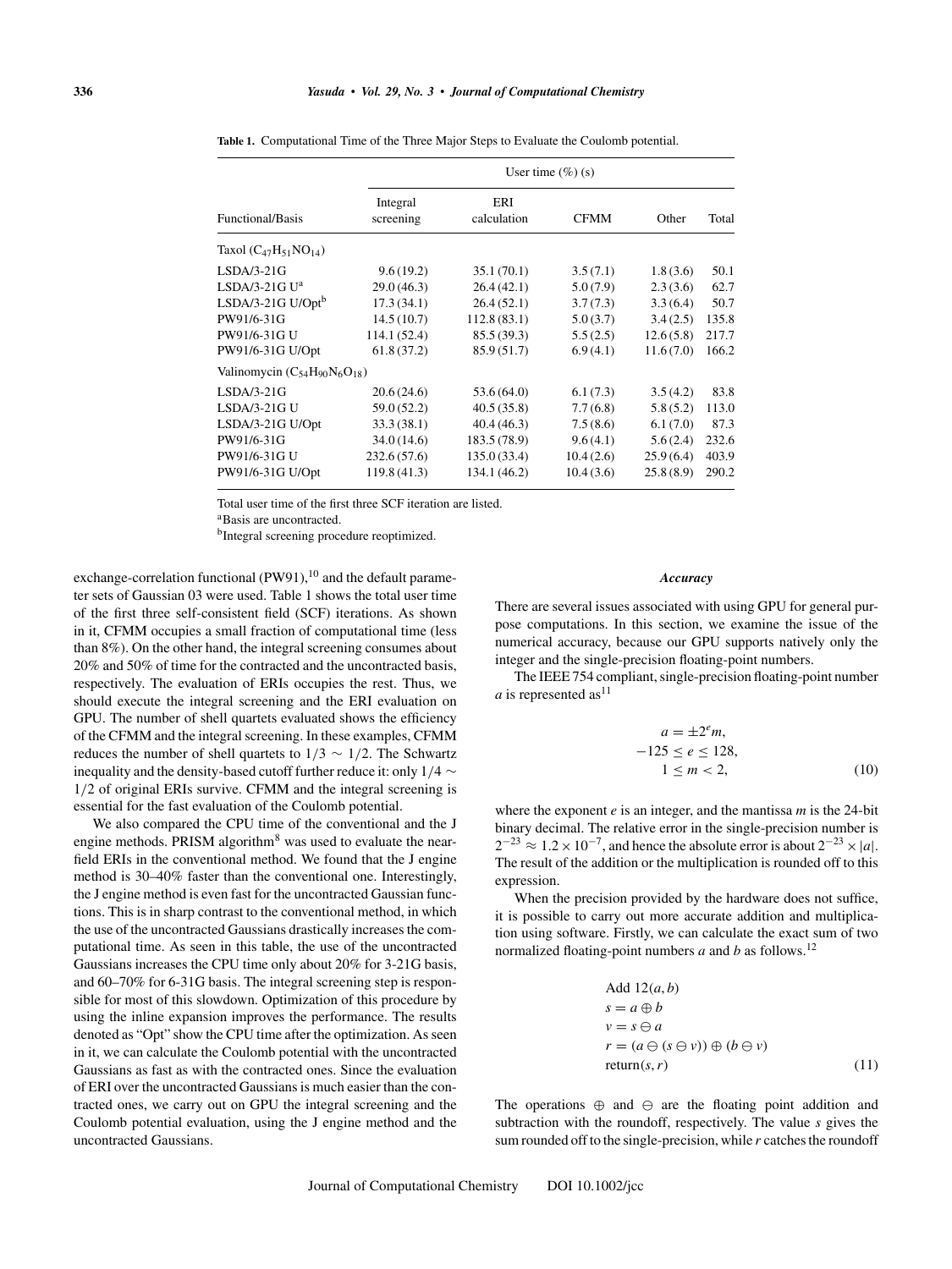**Table 1.** Computational Time of the Three Major Steps to Evaluate the Coulomb potential.

| Functional/Basis | User time (%) (s) | | | | |
|---|---|---|---|---|---|
| | Integral screening | ERI calculation | CFMM | Other | Total |
| Taxol ($C_{47}H_{51}NO_{14}$) | | | | | |
| LSDA/3-21G | 9.6 (19.2) | 35.1 (70.1) | 3.5 (7.1) | 1.8 (3.6) | 50.1 |
| LSDA/3-21G U[a] | 29.0 (46.3) | 26.4 (42.1) | 5.0 (7.9) | 2.3 (3.6) | 62.7 |
| LSDA/3-21G U/Opt[b] | 17.3 (34.1) | 26.4 (52.1) | 3.7 (7.3) | 3.3 (6.4) | 50.7 |
| PW91/6-31G | 14.5 (10.7) | 112.8 (83.1) | 5.0 (3.7) | 3.4 (2.5) | 135.8 |
| PW91/6-31G U | 114.1 (52.4) | 85.5 (39.3) | 5.5 (2.5) | 12.6 (5.8) | 217.7 |
| PW91/6-31G U/Opt | 61.8 (37.2) | 85.9 (51.7) | 6.9 (4.1) | 11.6 (7.0) | 166.2 |
| Valinomycin ($C_{54}H_{90}N_6O_{18}$) | | | | | |
| LSDA/3-21G | 20.6 (24.6) | 53.6 (64.0) | 6.1 (7.3) | 3.5 (4.2) | 83.8 |
| LSDA/3-21G U | 59.0 (52.2) | 40.5 (35.8) | 7.7 (6.8) | 5.8 (5.2) | 113.0 |
| LSDA/3-21G U/Opt | 33.3 (38.1) | 40.4 (46.3) | 7.5 (8.6) | 6.1 (7.0) | 87.3 |
| PW91/6-31G | 34.0 (14.6) | 183.5 (78.9) | 9.6 (4.1) | 5.6 (2.4) | 232.6 |
| PW91/6-31G U | 232.6 (57.6) | 135.0 (33.4) | 10.4 (2.6) | 25.9 (6.4) | 403.9 |
| PW91/6-31G U/Opt | 119.8 (41.3) | 134.1 (46.2) | 10.4 (3.6) | 25.8 (8.9) | 290.2 |

Total user time of the first three SCF iteration are listed.

[a]Basis are uncontracted.

[b]Integral screening procedure reoptimized.

exchange-correlation functional (PW91),[10] and the default parameter sets of Gaussian 03 were used. Table 1 shows the total user time of the first three self-consistent field (SCF) iterations. As shown in it, CFMM occupies a small fraction of computational time (less than 8%). On the other hand, the integral screening consumes about 20% and 50% of time for the contracted and the uncontracted basis, respectively. The evaluation of ERIs occupies the rest. Thus, we should execute the integral screening and the ERI evaluation on GPU. The number of shell quartets evaluated shows the efficiency of the CFMM and the integral screening. In these examples, CFMM reduces the number of shell quartets to $1/3 \sim 1/2$. The Schwartz inequality and the density-based cutoff further reduce it: only $1/4 \sim 1/2$ of original ERIs survive. CFMM and the integral screening is essential for the fast evaluation of the Coulomb potential.

We also compared the CPU time of the conventional and the J engine methods. PRISM algorithm[8] was used to evaluate the near-field ERIs in the conventional method. We found that the J engine method is 30–40% faster than the conventional one. Interestingly, the J engine method is even fast for the uncontracted Gaussian functions. This is in sharp contrast to the conventional method, in which the use of the uncontracted Gaussians drastically increases the computational time. As seen in this table, the use of the uncontracted Gaussians increases the CPU time only about 20% for 3-21G basis, and 60–70% for 6-31G basis. The integral screening step is responsible for most of this slowdown. Optimization of this procedure by using the inline expansion improves the performance. The results denoted as "Opt" show the CPU time after the optimization. As seen in it, we can calculate the Coulomb potential with the uncontracted Gaussians as fast as with the contracted ones. Since the evaluation of ERI over the uncontracted Gaussians is much easier than the contracted ones, we carry out on GPU the integral screening and the Coulomb potential evaluation, using the J engine method and the uncontracted Gaussians.

### *Accuracy*

There are several issues associated with using GPU for general purpose computations. In this section, we examine the issue of the numerical accuracy, because our GPU supports natively only the integer and the single-precision floating-point numbers.

The IEEE 754 compliant, single-precision floating-point number $a$ is represented as[11]

$$
\begin{aligned}
a &= \pm 2^e m, \\
-125 &\le e \le 128, \\
1 &\le m < 2,
\end{aligned}
\tag{10}
$$

where the exponent $e$ is an integer, and the mantissa $m$ is the 24-bit binary decimal. The relative error in the single-precision number is $2^{-23} \approx 1.2 \times 10^{-7}$, and hence the absolute error is about $2^{-23} \times |a|$. The result of the addition or the multiplication is rounded off to this expression.

When the precision provided by the hardware does not suffice, it is possible to carry out more accurate addition and multiplication using software. Firstly, we can calculate the exact sum of two normalized floating-point numbers $a$ and $b$ as follows.[12]

$$
\begin{aligned}
&\text{Add } 12(a, b) \\
&s = a \oplus b \\
&v = s \ominus a \\
&r = (a \ominus (s \ominus v)) \oplus (b \ominus v) \\
&\text{return}(s, r)
\end{aligned}
\tag{11}
$$

The operations $\oplus$ and $\ominus$ are the floating point addition and subtraction with the roundoff, respectively. The value $s$ gives the sum rounded off to the single-precision, while $r$ catches the roundoff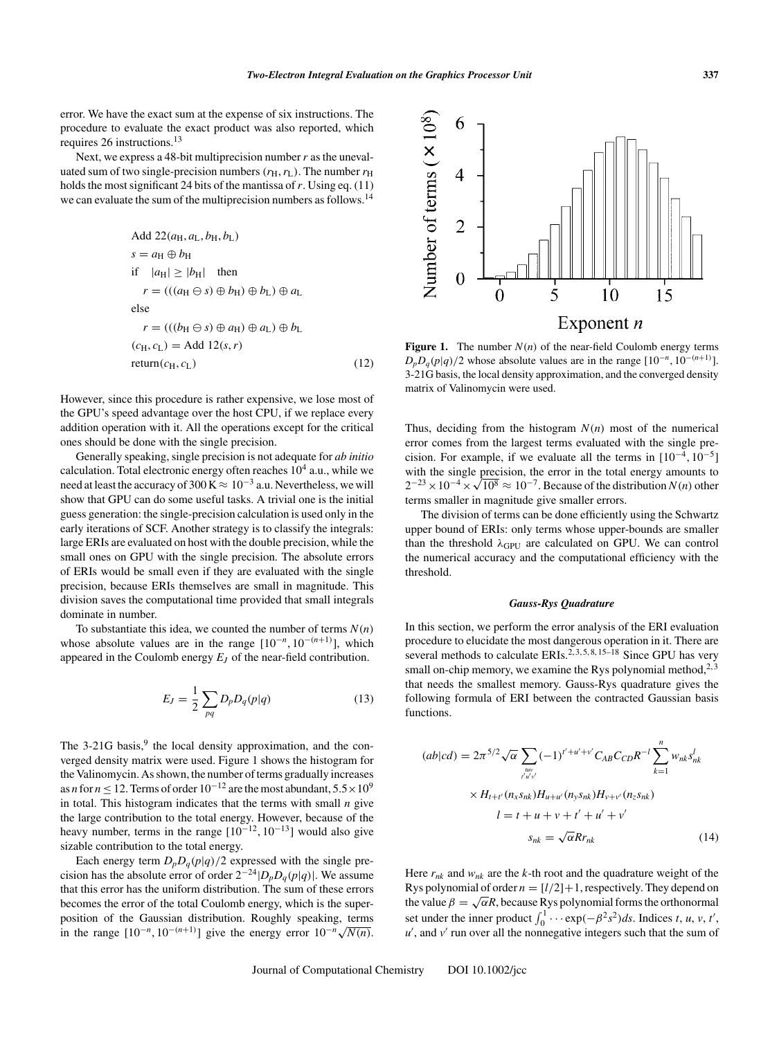error. We have the exact sum at the expense of six instructions. The procedure to evaluate the exact product was also reported, which requires 26 instructions.[13]

Next, we express a 48-bit multiprecision number $r$ as the unevaluated sum of two single-precision numbers $(r_H, r_L)$. The number $r_H$ holds the most significant 24 bits of the mantissa of $r$. Using eq. (11) we can evaluate the sum of the multiprecision numbers as follows.[14]

$$
\begin{aligned}
&\text{Add } 22(a_H, a_L, b_H, b_L)\\
&s = a_H \oplus b_H\\
&\text{if} \quad |a_H| \geq |b_H| \quad \text{then}\\
&\quad r = (((a_H \ominus s) \oplus b_H) \oplus b_L) \oplus a_L\\
&\text{else}\\
&\quad r = (((b_H \ominus s) \oplus a_H) \oplus a_L) \oplus b_L\\
&(c_H, c_L) = \text{Add } 12(s, r)\\
&\text{return}(c_H, c_L)
\end{aligned}
\tag{12}
$$

However, since this procedure is rather expensive, we lose most of the GPU's speed advantage over the host CPU, if we replace every addition operation with it. All the operations except for the critical ones should be done with the single precision.

Generally speaking, single precision is not adequate for *ab initio* calculation. Total electronic energy often reaches $10^4$ a.u., while we need at least the accuracy of $300\,\text{K} \approx 10^{-3}$ a.u. Nevertheless, we will show that GPU can do some useful tasks. A trivial one is the initial guess generation: the single-precision calculation is used only in the early iterations of SCF. Another strategy is to classify the integrals: large ERIs are evaluated on host with the double precision, while the small ones on GPU with the single precision. The absolute errors of ERIs would be small even if they are evaluated with the single precision, because ERIs themselves are small in magnitude. This division saves the computational time provided that small integrals dominate in number.

To substantiate this idea, we counted the number of terms $N(n)$ whose absolute values are in the range $[10^{-n}, 10^{-(n+1)}]$, which appeared in the Coulomb energy $E_J$ of the near-field contribution.

$$
E_J = \frac{1}{2} \sum_{pq} D_p D_q (p|q) \tag{13}
$$

The 3-21G basis,[9] the local density approximation, and the converged density matrix were used. Figure 1 shows the histogram for the Valinomycin. As shown, the number of terms gradually increases as $n$ for $n \leq 12$. Terms of order $10^{-12}$ are the most abundant, $5.5 \times 10^9$ in total. This histogram indicates that the terms with small $n$ give the large contribution to the total energy. However, because of the heavy number, terms in the range $[10^{-12}, 10^{-13}]$ would also give sizable contribution to the total energy.

Each energy term $D_p D_q (p|q)/2$ expressed with the single precision has the absolute error of order $2^{-24}|D_p D_q (p|q)|$. We assume that this error has the uniform distribution. The sum of these errors becomes the error of the total Coulomb energy, which is the superposition of the Gaussian distribution. Roughly speaking, terms in the range $[10^{-n}, 10^{-(n+1)}]$ give the energy error $10^{-n}\sqrt{N(n)}$.

**Figure 1.** The number $N(n)$ of the near-field Coulomb energy terms $D_p D_q (p|q)/2$ whose absolute values are in the range $[10^{-n}, 10^{-(n+1)}]$. 3-21G basis, the local density approximation, and the converged density matrix of Valinomycin were used.

Thus, deciding from the histogram $N(n)$ most of the numerical error comes from the largest terms evaluated with the single precision. For example, if we evaluate all the terms in $[10^{-4}, 10^{-5}]$ with the single precision, the error in the total energy amounts to $2^{-23} \times 10^{-4} \times \sqrt{10^8} \approx 10^{-7}$. Because of the distribution $N(n)$ other terms smaller in magnitude give smaller errors.

The division of terms can be done efficiently using the Schwartz upper bound of ERIs: only terms whose upper-bounds are smaller than the threshold $\lambda_{\text{GPU}}$ are calculated on GPU. We can control the numerical accuracy and the computational efficiency with the threshold.

### Gauss-Rys Quadrature

In this section, we perform the error analysis of the ERI evaluation procedure to elucidate the most dangerous operation in it. There are several methods to calculate ERIs.[2,3,5,8,15–18] Since GPU has very small on-chip memory, we examine the Rys polynomial method,[2,3] that needs the smallest memory. Gauss-Rys quadrature gives the following formula of ERI between the contracted Gaussian basis functions.

$$
\begin{aligned}
(ab|cd) &= 2\pi^{5/2}\sqrt{\alpha} \sum_{\substack{tuv\\t'u'v'}} (-1)^{t'+u'+v'} C_{AB} C_{CD} R^{-l} \sum_{k=1}^{n} w_{nk} s_{nk}^{l}\\
&\quad \times H_{t+t'}(n_x s_{nk}) H_{u+u'}(n_y s_{nk}) H_{v+v'}(n_z s_{nk})\\
l &= t + u + v + t' + u' + v'\\
s_{nk} &= \sqrt{\alpha} R r_{nk}
\end{aligned}
\tag{14}
$$

Here $r_{nk}$ and $w_{nk}$ are the $k$-th root and the quadrature weight of the Rys polynomial of order $n = [l/2]+1$, respectively. They depend on the value $\beta = \sqrt{\alpha} R$, because Rys polynomial forms the orthonormal set under the inner product $\int_0^1 \cdots \exp(-\beta^2 s^2) ds$. Indices $t$, $u$, $v$, $t'$, $u'$, and $v'$ run over all the nonnegative integers such that the sum of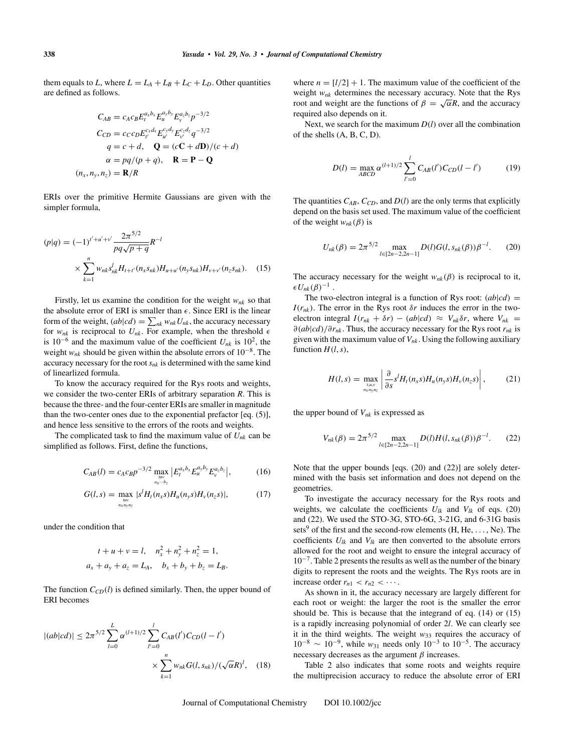them equals to $L$, where $L = L_A + L_B + L_C + L_D$. Other quantities are defined as follows.

$$
\begin{aligned}
C_{AB} &= c_A c_B E_t^{a_x b_x} E_u^{a_y b_y} E_v^{a_z b_z} p^{-3/2} \\
C_{CD} &= c_C c_D E_{t'}^{c_x d_x} E_{u'}^{c_y d_y} E_{v'}^{c_z d_z} q^{-3/2} \\
q &= c + d, \quad \mathbf{Q} = (c\mathbf{C} + d\mathbf{D})/(c + d) \\
\alpha &= pq/(p + q), \quad \mathbf{R} = \mathbf{P} - \mathbf{Q} \\
(n_x, n_y, n_z) &= \mathbf{R}/R
\end{aligned}
$$

ERIs over the primitive Hermite Gaussians are given with the simpler formula,

$$
(p|q) = (-1)^{t'+u'+v'} \frac{2\pi^{5/2}}{pq\sqrt{p+q}} R^{-l} \times \sum_{k=1}^{n} w_{nk} s_{nk}^{l} H_{t+t'}(n_x s_{nk}) H_{u+u'}(n_y s_{nk}) H_{v+v'}(n_z s_{nk}). \quad (15)
$$

Firstly, let us examine the condition for the weight $w_{nk}$ so that the absolute error of ERI is smaller than $\epsilon$. Since ERI is the linear form of the weight, $(ab|cd) = \sum_{nk} w_{nk} U_{nk}$, the accuracy necessary for $w_{nk}$ is reciprocal to $U_{nk}$. For example, when the threshold $\epsilon$ is $10^{-6}$ and the maximum value of the coefficient $U_{nk}$ is $10^2$, the weight $w_{nk}$ should be given within the absolute errors of $10^{-8}$. The accuracy necessary for the root $s_{nk}$ is determined with the same kind of linearlized formula.

To know the accuracy required for the Rys roots and weights, we consider the two-center ERIs of arbitrary separation $R$. This is because the three- and the four-center ERIs are smaller in magnitude than the two-center ones due to the exponential prefactor [eq. (5)], and hence less sensitive to the errors of the roots and weights.

The complicated task to find the maximum value of $U_{nk}$ can be simplified as follows. First, define the functions,

$$
C_{AB}(l) = c_A c_B p^{-3/2} \max_{\substack{tuv \\ a_x \cdots b_z}} \left| E_t^{a_x b_x} E_u^{a_y b_y} E_v^{a_z b_z} \right|, \quad (16)
$$

$$
G(l, s) = \max_{\substack{tuv \\ n_x n_y n_z}} \left| s^l H_t(n_x s) H_u(n_y s) H_v(n_z s) \right|, \quad (17)
$$

under the condition that

$$
\begin{aligned}
t + u + v = l, &\quad n_x^2 + n_y^2 + n_z^2 = 1, \\
a_x + a_y + a_z = L_A, &\quad b_x + b_y + b_z = L_B.
\end{aligned}
$$

The function $C_{CD}(l)$ is defined similarly. Then, the upper bound of ERI becomes

$$
|(ab|cd)| \le 2\pi^{5/2} \sum_{l=0}^{L} \alpha^{(l+1)/2} \sum_{l'=0}^{l} C_{AB}(l') C_{CD}(l - l') \times \sum_{k=1}^{n} w_{nk} G(l, s_{nk}) / (\sqrt{\alpha} R)^l, \quad (18)
$$

where $n = [l/2] + 1$. The maximum value of the coefficient of the weight $w_{nk}$ determines the necessary accuracy. Note that the Rys root and weight are the functions of $\beta = \sqrt{\alpha} R$, and the accuracy required also depends on it.

Next, we search for the maximum $D(l)$ over all the combination of the shells (A, B, C, D).

$$
D(l) = \max_{ABCD} \alpha^{(l+1)/2} \sum_{l'=0}^{l} C_{AB}(l') C_{CD}(l - l') \quad (19)
$$

The quantities $C_{AB}$, $C_{CD}$, and $D(l)$ are the only terms that explicitly depend on the basis set used. The maximum value of the coefficient of the weight $w_{nk}(\beta)$ is

$$
U_{nk}(\beta) = 2\pi^{5/2} \max_{l \in [2n-2, 2n-1]} D(l) G(l, s_{nk}(\beta)) \beta^{-l}. \quad (20)
$$

The accuracy necessary for the weight $w_{nk}(\beta)$ is reciprocal to it, $\epsilon U_{nk}(\beta)^{-1}$.

The two-electron integral is a function of Rys root: $(ab|cd) = I(r_{nk})$. The error in the Rys root $\delta r$ induces the error in the two-electron integral $I(r_{nk} + \delta r) - (ab|cd) \approx V_{nk} \delta r$, where $V_{nk} = \partial(ab|cd)/\partial r_{nk}$. Thus, the accuracy necessary for the Rys root $r_{nk}$ is given with the maximum value of $V_{nk}$. Using the following auxiliary function $H(l, s)$,

$$
H(l, s) = \max_{\substack{t,u,v \\ n_x n_y n_z}} \left| \frac{\partial}{\partial s} s^l H_t(n_x s) H_u(n_y s) H_v(n_z s) \right|, \quad (21)
$$

the upper bound of $V_{nk}$ is expressed as

$$
V_{nk}(\beta) = 2\pi^{5/2} \max_{l \in [2n-2, 2n-1]} D(l) H(l, s_{nk}(\beta)) \beta^{-l}. \quad (22)
$$

Note that the upper bounds [eqs. (20) and (22)] are solely determined with the basis set information and does not depend on the geometries.

To investigate the accuracy necessary for the Rys roots and weights, we calculate the coefficients $U_{lk}$ and $V_{lk}$ of eqs. (20) and (22). We used the STO-3G, STO-6G, 3-21G, and 6-31G basis sets[9] of the first and the second-row elements (H, He, ..., Ne). The coefficients $U_{lk}$ and $V_{lk}$ are then converted to the absolute errors allowed for the root and weight to ensure the integral accuracy of $10^{-7}$. Table 2 presents the results as well as the number of the binary digits to represent the roots and the weights. The Rys roots are in increase order $r_{n1} < r_{n2} < \cdots$.

As shown in it, the accuracy necessary are largely different for each root or weight: the larger the root is the smaller the error should be. This is because that the integrand of eq. (14) or (15) is a rapidly increasing polynomial of order $2l$. We can clearly see it in the third weights. The weight $w_{33}$ requires the accuracy of $10^{-8} \sim 10^{-9}$, while $w_{31}$ needs only $10^{-3}$ to $10^{-5}$. The accuracy necessary decreases as the argument $\beta$ increases.

Table 2 also indicates that some roots and weights require the multiprecision accuracy to reduce the absolute error of ERI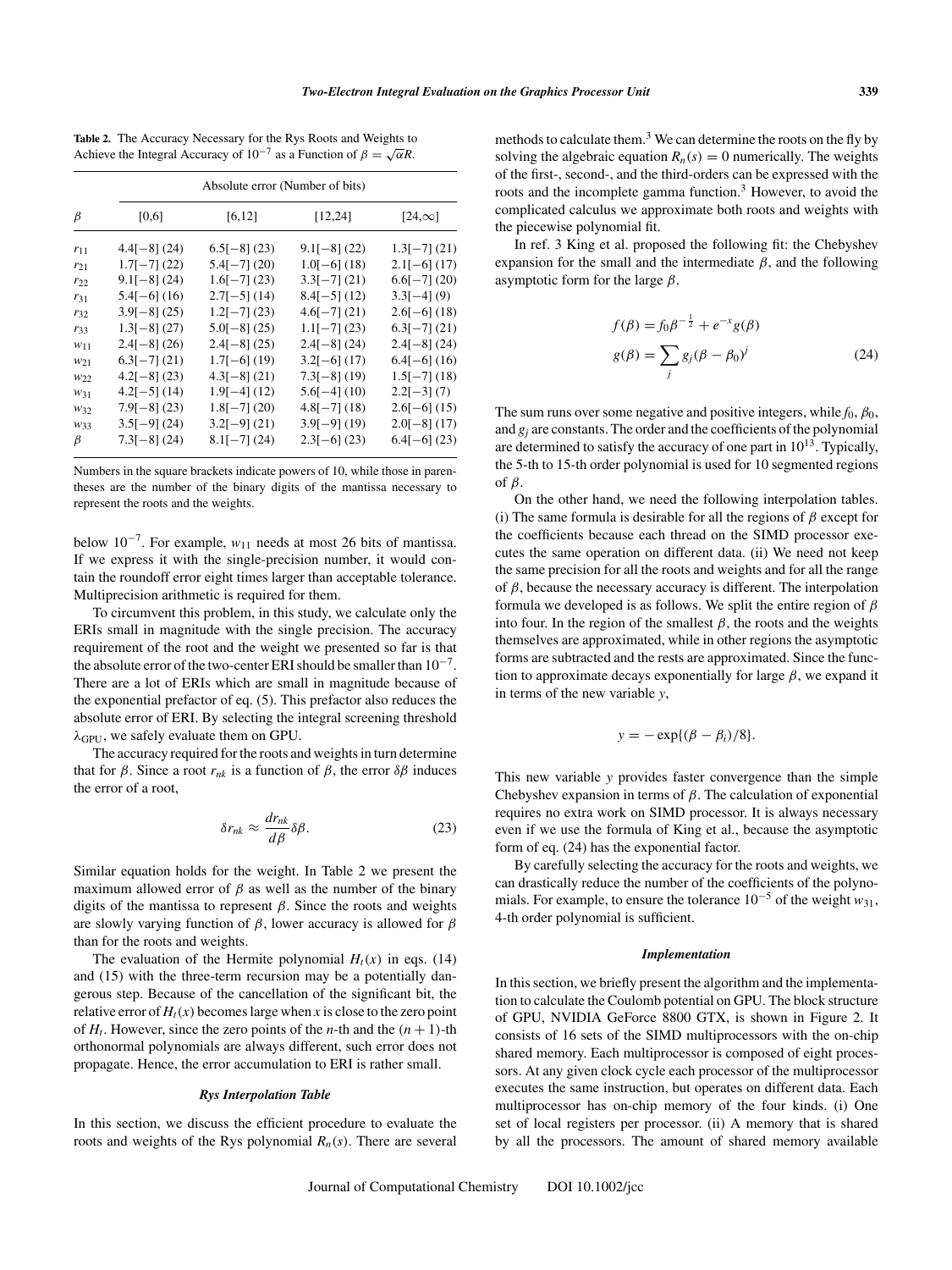**Table 2.** The Accuracy Necessary for the Rys Roots and Weights to Achieve the Integral Accuracy of $10^{-7}$ as a Function of $\beta = \sqrt{\alpha}R$.

| $\beta$ | Absolute error (Number of bits) | | | |
|---|---|---|---|---|
| | [0,6] | [6,12] | [12,24] | [24,∞] |
| $r_{11}$ | 4.4[−8] (24) | 6.5[−8] (23) | 9.1[−8] (22) | 1.3[−7] (21) |
| $r_{21}$ | 1.7[−7] (22) | 5.4[−7] (20) | 1.0[−6] (18) | 2.1[−6] (17) |
| $r_{22}$ | 9.1[−8] (24) | 1.6[−7] (23) | 3.3[−7] (21) | 6.6[−7] (20) |
| $r_{31}$ | 5.4[−6] (16) | 2.7[−5] (14) | 8.4[−5] (12) | 3.3[−4] (9) |
| $r_{32}$ | 3.9[−8] (25) | 1.2[−7] (23) | 4.6[−7] (21) | 2.6[−6] (18) |
| $r_{33}$ | 1.3[−8] (27) | 5.0[−8] (25) | 1.1[−7] (23) | 6.3[−7] (21) |
| $w_{11}$ | 2.4[−8] (26) | 2.4[−8] (25) | 2.4[−8] (24) | 2.4[−8] (24) |
| $w_{21}$ | 6.3[−7] (21) | 1.7[−6] (19) | 3.2[−6] (17) | 6.4[−6] (16) |
| $w_{22}$ | 4.2[−8] (23) | 4.3[−8] (21) | 7.3[−8] (19) | 1.5[−7] (18) |
| $w_{31}$ | 4.2[−5] (14) | 1.9[−4] (12) | 5.6[−4] (10) | 2.2[−3] (7) |
| $w_{32}$ | 7.9[−8] (23) | 1.8[−7] (20) | 4.8[−7] (18) | 2.6[−6] (15) |
| $w_{33}$ | 3.5[−9] (24) | 3.2[−9] (21) | 3.9[−9] (19) | 2.0[−8] (17) |
| $\beta$ | 7.3[−8] (24) | 8.1[−7] (24) | 2.3[−6] (23) | 6.4[−6] (23) |

Numbers in the square brackets indicate powers of 10, while those in parentheses are the number of the binary digits of the mantissa necessary to represent the roots and the weights.

below $10^{-7}$. For example, $w_{11}$ needs at most 26 bits of mantissa. If we express it with the single-precision number, it would contain the roundoff error eight times larger than acceptable tolerance. Multiprecision arithmetic is required for them.

To circumvent this problem, in this study, we calculate only the ERIs small in magnitude with the single precision. The accuracy requirement of the root and the weight we presented so far is that the absolute error of the two-center ERI should be smaller than $10^{-7}$. There are a lot of ERIs which are small in magnitude because of the exponential prefactor of eq. (5). This prefactor also reduces the absolute error of ERI. By selecting the integral screening threshold $\lambda_{\mathrm{GPU}}$, we safely evaluate them on GPU.

The accuracy required for the roots and weights in turn determine that for $\beta$. Since a root $r_{nk}$ is a function of $\beta$, the error $\delta\beta$ induces the error of a root,

$$\delta r_{nk} \approx \frac{dr_{nk}}{d\beta}\delta\beta. \tag{23}$$

Similar equation holds for the weight. In Table 2 we present the maximum allowed error of $\beta$ as well as the number of the binary digits of the mantissa to represent $\beta$. Since the roots and weights are slowly varying function of $\beta$, lower accuracy is allowed for $\beta$ than for the roots and weights.

The evaluation of the Hermite polynomial $H_t(x)$ in eqs. (14) and (15) with the three-term recursion may be a potentially dangerous step. Because of the cancellation of the significant bit, the relative error of $H_t(x)$ becomes large when $x$ is close to the zero point of $H_t$. However, since the zero points of the $n$-th and the $(n+1)$-th orthonormal polynomials are always different, such error does not propagate. Hence, the error accumulation to ERI is rather small.

### *Rys Interpolation Table*

In this section, we discuss the efficient procedure to evaluate the roots and weights of the Rys polynomial $R_n(s)$. There are several methods to calculate them.[3] We can determine the roots on the fly by solving the algebraic equation $R_n(s) = 0$ numerically. The weights of the first-, second-, and the third-orders can be expressed with the roots and the incomplete gamma function.[3] However, to avoid the complicated calculus we approximate both roots and weights with the piecewise polynomial fit.

In ref. 3 King et al. proposed the following fit: the Chebyshev expansion for the small and the intermediate $\beta$, and the following asymptotic form for the large $\beta$.

$$f(\beta) = f_0\beta^{-\frac{1}{2}} + e^{-x}g(\beta)$$
$$g(\beta) = \sum_j g_j(\beta - \beta_0)^j \tag{24}$$

The sum runs over some negative and positive integers, while $f_0$, $\beta_0$, and $g_j$ are constants. The order and the coefficients of the polynomial are determined to satisfy the accuracy of one part in $10^{13}$. Typically, the 5-th to 15-th order polynomial is used for 10 segmented regions of $\beta$.

On the other hand, we need the following interpolation tables. (i) The same formula is desirable for all the regions of $\beta$ except for the coefficients because each thread on the SIMD processor executes the same operation on different data. (ii) We need not keep the same precision for all the roots and weights and for all the range of $\beta$, because the necessary accuracy is different. The interpolation formula we developed is as follows. We split the entire region of $\beta$ into four. In the region of the smallest $\beta$, the roots and the weights themselves are approximated, while in other regions the asymptotic forms are subtracted and the rests are approximated. Since the function to approximate decays exponentially for large $\beta$, we expand it in terms of the new variable $y$,

$$y = -\exp\{(\beta - \beta_i)/8\}.$$

This new variable $y$ provides faster convergence than the simple Chebyshev expansion in terms of $\beta$. The calculation of exponential requires no extra work on SIMD processor. It is always necessary even if we use the formula of King et al., because the asymptotic form of eq. (24) has the exponential factor.

By carefully selecting the accuracy for the roots and weights, we can drastically reduce the number of the coefficients of the polynomials. For example, to ensure the tolerance $10^{-5}$ of the weight $w_{31}$, 4-th order polynomial is sufficient.

### *Implementation*

In this section, we briefly present the algorithm and the implementation to calculate the Coulomb potential on GPU. The block structure of GPU, NVIDIA GeForce 8800 GTX, is shown in Figure 2. It consists of 16 sets of the SIMD multiprocessors with the on-chip shared memory. Each multiprocessor is composed of eight processors. At any given clock cycle each processor of the multiprocessor executes the same instruction, but operates on different data. Each multiprocessor has on-chip memory of the four kinds. (i) One set of local registers per processor. (ii) A memory that is shared by all the processors. The amount of shared memory available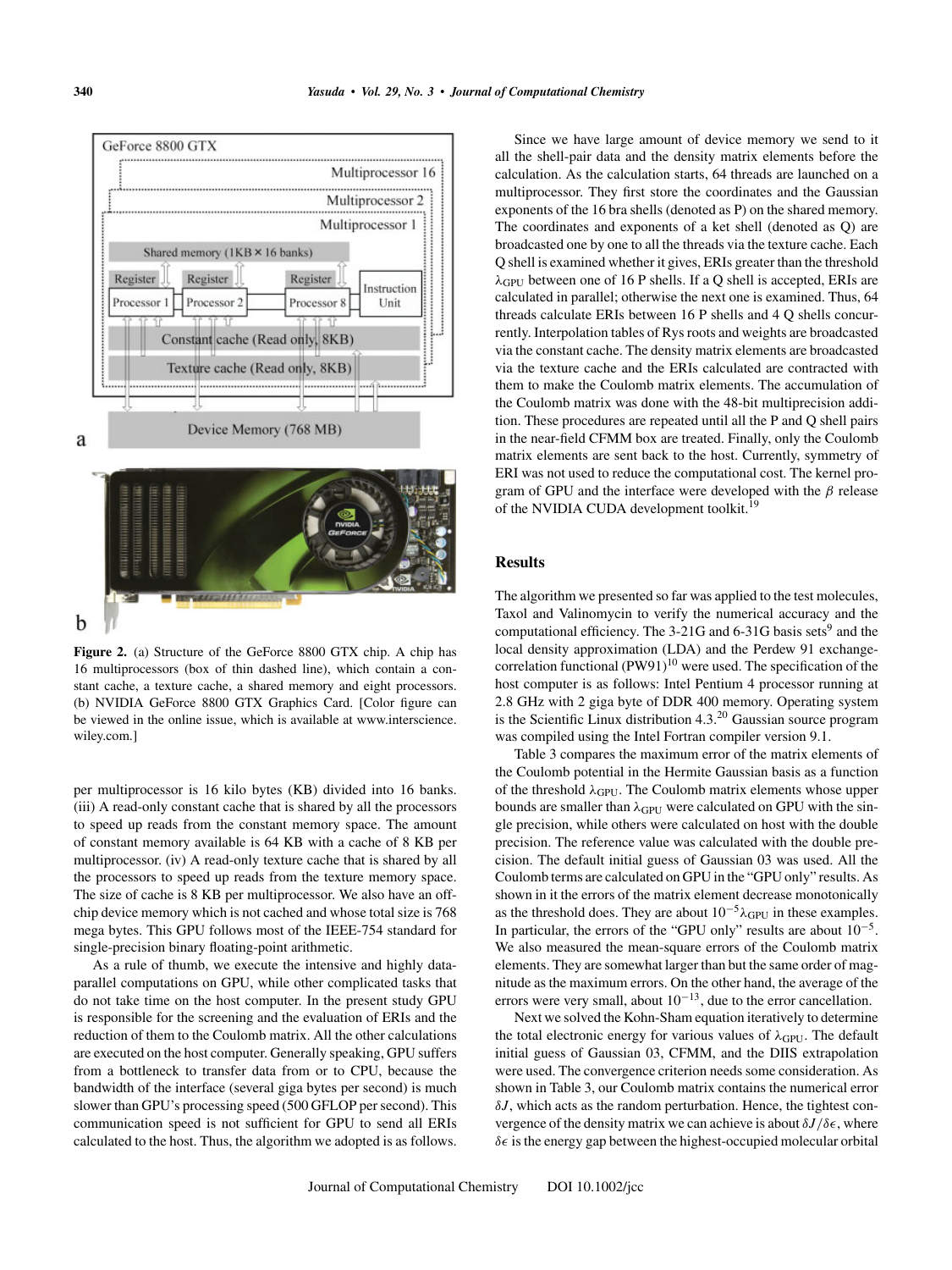**Figure 2.** (a) Structure of the GeForce 8800 GTX chip. A chip has 16 multiprocessors (box of thin dashed line), which contain a constant cache, a texture cache, a shared memory and eight processors. (b) NVIDIA GeForce 8800 GTX Graphics Card. [Color figure can be viewed in the online issue, which is available at www.interscience.wiley.com.]

per multiprocessor is 16 kilo bytes (KB) divided into 16 banks. (iii) A read-only constant cache that is shared by all the processors to speed up reads from the constant memory space. The amount of constant memory available is 64 KB with a cache of 8 KB per multiprocessor. (iv) A read-only texture cache that is shared by all the processors to speed up reads from the texture memory space. The size of cache is 8 KB per multiprocessor. We also have an off-chip device memory which is not cached and whose total size is 768 mega bytes. This GPU follows most of the IEEE-754 standard for single-precision binary floating-point arithmetic.

As a rule of thumb, we execute the intensive and highly data-parallel computations on GPU, while other complicated tasks that do not take time on the host computer. In the present study GPU is responsible for the screening and the evaluation of ERIs and the reduction of them to the Coulomb matrix. All the other calculations are executed on the host computer. Generally speaking, GPU suffers from a bottleneck to transfer data from or to CPU, because the bandwidth of the interface (several giga bytes per second) is much slower than GPU's processing speed (500 GFLOP per second). This communication speed is not sufficient for GPU to send all ERIs calculated to the host. Thus, the algorithm we adopted is as follows.

Since we have large amount of device memory we send to it all the shell-pair data and the density matrix elements before the calculation. As the calculation starts, 64 threads are launched on a multiprocessor. They first store the coordinates and the Gaussian exponents of the 16 bra shells (denoted as P) on the shared memory. The coordinates and exponents of a ket shell (denoted as Q) are broadcasted one by one to all the threads via the texture cache. Each Q shell is examined whether it gives, ERIs greater than the threshold $\lambda_{GPU}$ between one of 16 P shells. If a Q shell is accepted, ERIs are calculated in parallel; otherwise the next one is examined. Thus, 64 threads calculate ERIs between 16 P shells and 4 Q shells concurrently. Interpolation tables of Rys roots and weights are broadcasted via the constant cache. The density matrix elements are broadcasted via the texture cache and the ERIs calculated are contracted with them to make the Coulomb matrix elements. The accumulation of the Coulomb matrix was done with the 48-bit multiprecision addition. These procedures are repeated until all the P and Q shell pairs in the near-field CFMM box are treated. Finally, only the Coulomb matrix elements are sent back to the host. Currently, symmetry of ERI was not used to reduce the computational cost. The kernel program of GPU and the interface were developed with the $\beta$ release of the NVIDIA CUDA development toolkit.[19]

## Results

The algorithm we presented so far was applied to the test molecules, Taxol and Valinomycin to verify the numerical accuracy and the computational efficiency. The 3-21G and 6-31G basis sets[9] and the local density approximation (LDA) and the Perdew 91 exchange-correlation functional (PW91)[10] were used. The specification of the host computer is as follows: Intel Pentium 4 processor running at 2.8 GHz with 2 giga byte of DDR 400 memory. Operating system is the Scientific Linux distribution 4.3.[20] Gaussian source program was compiled using the Intel Fortran compiler version 9.1.

Table 3 compares the maximum error of the matrix elements of the Coulomb potential in the Hermite Gaussian basis as a function of the threshold $\lambda_{GPU}$. The Coulomb matrix elements whose upper bounds are smaller than $\lambda_{GPU}$ were calculated on GPU with the single precision, while others were calculated on host with the double precision. The reference value was calculated with the double precision. The default initial guess of Gaussian 03 was used. All the Coulomb terms are calculated on GPU in the "GPU only" results. As shown in it the errors of the matrix element decrease monotonically as the threshold does. They are about $10^{-5}\lambda_{GPU}$ in these examples. In particular, the errors of the "GPU only" results are about $10^{-5}$. We also measured the mean-square errors of the Coulomb matrix elements. They are somewhat larger than but the same order of magnitude as the maximum errors. On the other hand, the average of the errors were very small, about $10^{-13}$, due to the error cancellation.

Next we solved the Kohn-Sham equation iteratively to determine the total electronic energy for various values of $\lambda_{GPU}$. The default initial guess of Gaussian 03, CFMM, and the DIIS extrapolation were used. The convergence criterion needs some consideration. As shown in Table 3, our Coulomb matrix contains the numerical error $\delta J$, which acts as the random perturbation. Hence, the tightest convergence of the density matrix we can achieve is about $\delta J/\delta\epsilon$, where $\delta\epsilon$ is the energy gap between the highest-occupied molecular orbital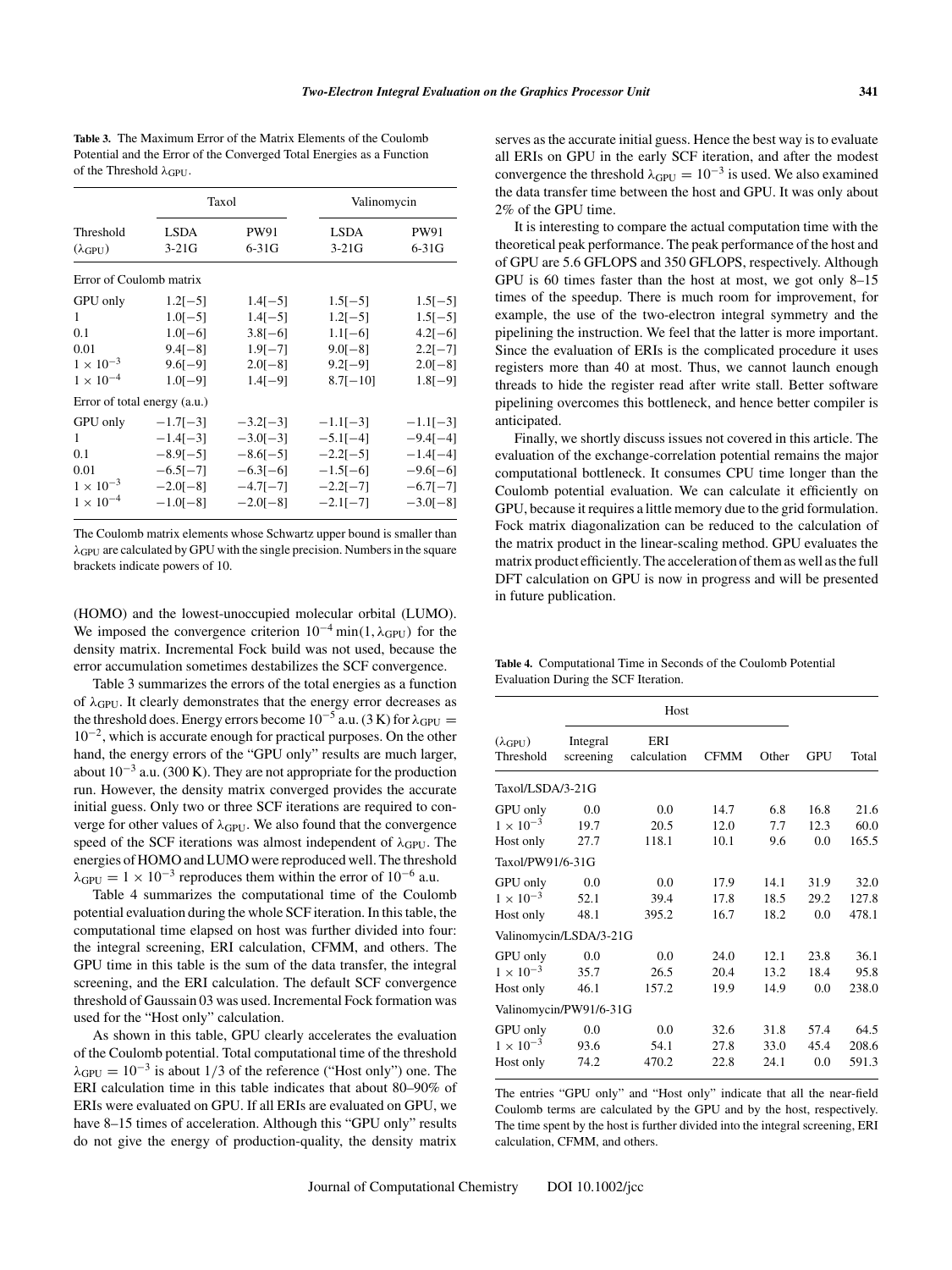**Table 3.** The Maximum Error of the Matrix Elements of the Coulomb Potential and the Error of the Converged Total Energies as a Function of the Threshold $\lambda_{GPU}$.

| | Taxol | | Valinomycin | |
|---|---|---|---|---|
| Threshold ($\lambda_{GPU}$) | LSDA 3-21G | PW91 6-31G | LSDA 3-21G | PW91 6-31G |
| *Error of Coulomb matrix* | | | | |
| GPU only | 1.2[−5] | 1.4[−5] | 1.5[−5] | 1.5[−5] |
| 1 | 1.0[−5] | 1.4[−5] | 1.2[−5] | 1.5[−5] |
| 0.1 | 1.0[−6] | 3.8[−6] | 1.1[−6] | 4.2[−6] |
| 0.01 | 9.4[−8] | 1.9[−7] | 9.0[−8] | 2.2[−7] |
| $1 \times 10^{-3}$ | 9.6[−9] | 2.0[−8] | 9.2[−9] | 2.0[−8] |
| $1 \times 10^{-4}$ | 1.0[−9] | 1.4[−9] | 8.7[−10] | 1.8[−9] |
| *Error of total energy (a.u.)* | | | | |
| GPU only | −1.7[−3] | −3.2[−3] | −1.1[−3] | −1.1[−3] |
| 1 | −1.4[−3] | −3.0[−3] | −5.1[−4] | −9.4[−4] |
| 0.1 | −8.9[−5] | −8.6[−5] | −2.2[−5] | −1.4[−4] |
| 0.01 | −6.5[−7] | −6.3[−6] | −1.5[−6] | −9.6[−6] |
| $1 \times 10^{-3}$ | −2.0[−8] | −4.7[−7] | −2.2[−7] | −6.7[−7] |
| $1 \times 10^{-4}$ | −1.0[−8] | −2.0[−8] | −2.1[−7] | −3.0[−8] |

The Coulomb matrix elements whose Schwartz upper bound is smaller than $\lambda_{GPU}$ are calculated by GPU with the single precision. Numbers in the square brackets indicate powers of 10.

(HOMO) and the lowest-unoccupied molecular orbital (LUMO). We imposed the convergence criterion $10^{-4}\min(1, \lambda_{GPU})$ for the density matrix. Incremental Fock build was not used, because the error accumulation sometimes destabilizes the SCF convergence.

Table 3 summarizes the errors of the total energies as a function of $\lambda_{GPU}$. It clearly demonstrates that the energy error decreases as the threshold does. Energy errors become $10^{-5}$ a.u. (3 K) for $\lambda_{GPU} = 10^{-2}$, which is accurate enough for practical purposes. On the other hand, the energy errors of the "GPU only" results are much larger, about $10^{-3}$ a.u. (300 K). They are not appropriate for the production run. However, the density matrix converged provides the accurate initial guess. Only two or three SCF iterations are required to converge for other values of $\lambda_{GPU}$. We also found that the convergence speed of the SCF iterations was almost independent of $\lambda_{GPU}$. The energies of HOMO and LUMO were reproduced well. The threshold $\lambda_{GPU} = 1 \times 10^{-3}$ reproduces them within the error of $10^{-6}$ a.u.

Table 4 summarizes the computational time of the Coulomb potential evaluation during the whole SCF iteration. In this table, the computational time elapsed on host was further divided into four: the integral screening, ERI calculation, CFMM, and others. The GPU time in this table is the sum of the data transfer, the integral screening, and the ERI calculation. The default SCF convergence threshold of Gaussain 03 was used. Incremental Fock formation was used for the "Host only" calculation.

As shown in this table, GPU clearly accelerates the evaluation of the Coulomb potential. Total computational time of the threshold $\lambda_{GPU} = 10^{-3}$ is about 1/3 of the reference ("Host only") one. The ERI calculation time in this table indicates that about 80–90% of ERIs were evaluated on GPU. If all ERIs are evaluated on GPU, we have 8–15 times of acceleration. Although this "GPU only" results do not give the energy of production-quality, the density matrix serves as the accurate initial guess. Hence the best way is to evaluate all ERIs on GPU in the early SCF iteration, and after the modest convergence the threshold $\lambda_{GPU} = 10^{-3}$ is used. We also examined the data transfer time between the host and GPU. It was only about 2% of the GPU time.

It is interesting to compare the actual computation time with the theoretical peak performance. The peak performance of the host and of GPU are 5.6 GFLOPS and 350 GFLOPS, respectively. Although GPU is 60 times faster than the host at most, we got only 8–15 times of the speedup. There is much room for improvement, for example, the use of the two-electron integral symmetry and the pipelining the instruction. We feel that the latter is more important. Since the evaluation of ERIs is the complicated procedure it uses registers more than 40 at most. Thus, we cannot launch enough threads to hide the register read after write stall. Better software pipelining overcomes this bottleneck, and hence better compiler is anticipated.

Finally, we shortly discuss issues not covered in this article. The evaluation of the exchange-correlation potential remains the major computational bottleneck. It consumes CPU time longer than the Coulomb potential evaluation. We can calculate it efficiently on GPU, because it requires a little memory due to the grid formulation. Fock matrix diagonalization can be reduced to the calculation of the matrix product in the linear-scaling method. GPU evaluates the matrix product efficiently. The acceleration of them as well as the full DFT calculation on GPU is now in progress and will be presented in future publication.

**Table 4.** Computational Time in Seconds of the Coulomb Potential Evaluation During the SCF Iteration.

| | Host | | | | | |
|---|---|---|---|---|---|---|
| ($\lambda_{GPU}$) Threshold | Integral screening | ERI calculation | CFMM | Other | GPU | Total |
| *Taxol/LSDA/3-21G* | | | | | | |
| GPU only | 0.0 | 0.0 | 14.7 | 6.8 | 16.8 | 21.6 |
| $1 \times 10^{-3}$ | 19.7 | 20.5 | 12.0 | 7.7 | 12.3 | 60.0 |
| Host only | 27.7 | 118.1 | 10.1 | 9.6 | 0.0 | 165.5 |
| *Taxol/PW91/6-31G* | | | | | | |
| GPU only | 0.0 | 0.0 | 17.9 | 14.1 | 31.9 | 32.0 |
| $1 \times 10^{-3}$ | 52.1 | 39.4 | 17.8 | 18.5 | 29.2 | 127.8 |
| Host only | 48.1 | 395.2 | 16.7 | 18.2 | 0.0 | 478.1 |
| *Valinomycin/LSDA/3-21G* | | | | | | |
| GPU only | 0.0 | 0.0 | 24.0 | 12.1 | 23.8 | 36.1 |
| $1 \times 10^{-3}$ | 35.7 | 26.5 | 20.4 | 13.2 | 18.4 | 95.8 |
| Host only | 46.1 | 157.2 | 19.9 | 14.9 | 0.0 | 238.0 |
| *Valinomycin/PW91/6-31G* | | | | | | |
| GPU only | 0.0 | 0.0 | 32.6 | 31.8 | 57.4 | 64.5 |
| $1 \times 10^{-3}$ | 93.6 | 54.1 | 27.8 | 33.0 | 45.4 | 208.6 |
| Host only | 74.2 | 470.2 | 22.8 | 24.1 | 0.0 | 591.3 |

The entries "GPU only" and "Host only" indicate that all the near-field Coulomb terms are calculated by the GPU and by the host, respectively. The time spent by the host is further divided into the integral screening, ERI calculation, CFMM, and others.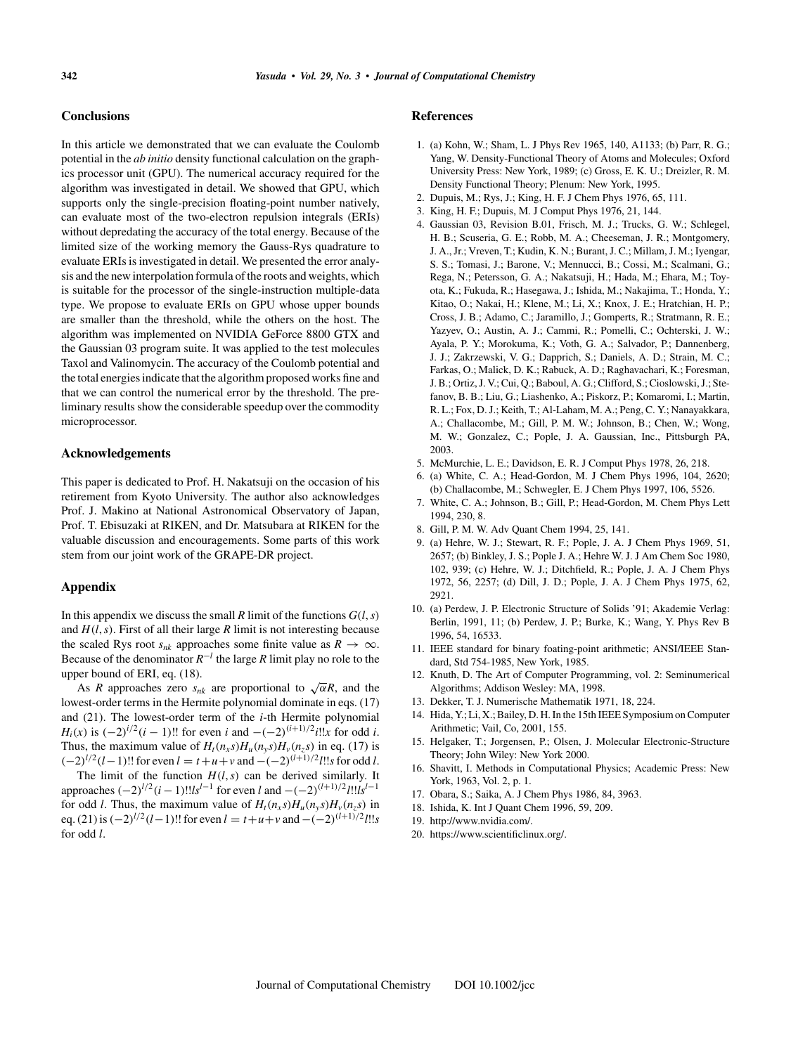## Conclusions

In this article we demonstrated that we can evaluate the Coulomb potential in the *ab initio* density functional calculation on the graphics processor unit (GPU). The numerical accuracy required for the algorithm was investigated in detail. We showed that GPU, which supports only the single-precision floating-point number natively, can evaluate most of the two-electron repulsion integrals (ERIs) without depredating the accuracy of the total energy. Because of the limited size of the working memory the Gauss-Rys quadrature to evaluate ERIs is investigated in detail. We presented the error analysis and the new interpolation formula of the roots and weights, which is suitable for the processor of the single-instruction multiple-data type. We propose to evaluate ERIs on GPU whose upper bounds are smaller than the threshold, while the others on the host. The algorithm was implemented on NVIDIA GeForce 8800 GTX and the Gaussian 03 program suite. It was applied to the test molecules Taxol and Valinomycin. The accuracy of the Coulomb potential and the total energies indicate that the algorithm proposed works fine and that we can control the numerical error by the threshold. The preliminary results show the considerable speedup over the commodity microprocessor.

## Acknowledgements

This paper is dedicated to Prof. H. Nakatsuji on the occasion of his retirement from Kyoto University. The author also acknowledges Prof. J. Makino at National Astronomical Observatory of Japan, Prof. T. Ebisuzaki at RIKEN, and Dr. Matsubara at RIKEN for the valuable discussion and encouragements. Some parts of this work stem from our joint work of the GRAPE-DR project.

## Appendix

In this appendix we discuss the small $R$ limit of the functions $G(l, s)$ and $H(l, s)$. First of all their large $R$ limit is not interesting because the scaled Rys root $s_{nk}$ approaches some finite value as $R \to \infty$. Because of the denominator $R^{-l}$ the large $R$ limit play no role to the upper bound of ERI, eq. (18).

As $R$ approaches zero $s_{nk}$ are proportional to $\sqrt{\alpha}R$, and the lowest-order terms in the Hermite polynomial dominate in eqs. (17) and (21). The lowest-order term of the $i$-th Hermite polynomial $H_i(x)$ is $(-2)^{i/2}(i-1)!!$ for even $i$ and $-(-2)^{(i+1)/2}i!!x$ for odd $i$. Thus, the maximum value of $H_t(n_x s)H_u(n_y s)H_v(n_z s)$ in eq. (17) is $(-2)^{l/2}(l-1)!!$ for even $l = t+u+v$ and $-(-2)^{(l+1)/2}l!!s$ for odd $l$.

The limit of the function $H(l, s)$ can be derived similarly. It approaches $(-2)^{l/2}(i-1)!!ls^{l-1}$ for even $l$ and $-(-2)^{(l+1)/2}l!!ls^{l-1}$ for odd $l$. Thus, the maximum value of $H_t(n_x s)H_u(n_y s)H_v(n_z s)$ in eq. (21) is $(-2)^{l/2}(l-1)!!$ for even $l = t+u+v$ and $-(-2)^{(l+1)/2}l!!s$ for odd $l$.

## References

1. (a) Kohn, W.; Sham, L. J Phys Rev 1965, 140, A1133; (b) Parr, R. G.; Yang, W. Density-Functional Theory of Atoms and Molecules; Oxford University Press: New York, 1989; (c) Gross, E. K. U.; Dreizler, R. M. Density Functional Theory; Plenum: New York, 1995.
2. Dupuis, M.; Rys, J.; King, H. F. J Chem Phys 1976, 65, 111.
3. King, H. F.; Dupuis, M. J Comput Phys 1976, 21, 144.
4. Gaussian 03, Revision B.01, Frisch, M. J.; Trucks, G. W.; Schlegel, H. B.; Scuseria, G. E.; Robb, M. A.; Cheeseman, J. R.; Montgomery, J. A., Jr.; Vreven, T.; Kudin, K. N.; Burant, J. C.; Millam, J. M.; Iyengar, S. S.; Tomasi, J.; Barone, V.; Mennucci, B.; Cossi, M.; Scalmani, G.; Rega, N.; Petersson, G. A.; Nakatsuji, H.; Hada, M.; Ehara, M.; Toyota, K.; Fukuda, R.; Hasegawa, J.; Ishida, M.; Nakajima, T.; Honda, Y.; Kitao, O.; Nakai, H.; Klene, M.; Li, X.; Knox, J. E.; Hratchian, H. P.; Cross, J. B.; Adamo, C.; Jaramillo, J.; Gomperts, R.; Stratmann, R. E.; Yazyev, O.; Austin, A. J.; Cammi, R.; Pomelli, C.; Ochterski, J. W.; Ayala, P. Y.; Morokuma, K.; Voth, G. A.; Salvador, P.; Dannenberg, J. J.; Zakrzewski, V. G.; Dapprich, S.; Daniels, A. D.; Strain, M. C.; Farkas, O.; Malick, D. K.; Rabuck, A. D.; Raghavachari, K.; Foresman, J. B.; Ortiz, J. V.; Cui, Q.; Baboul, A. G.; Clifford, S.; Cioslowski, J.; Stefanov, B. B.; Liu, G.; Liashenko, A.; Piskorz, P.; Komaromi, I.; Martin, R. L.; Fox, D. J.; Keith, T.; Al-Laham, M. A.; Peng, C. Y.; Nanayakkara, A.; Challacombe, M.; Gill, P. M. W.; Johnson, B.; Chen, W.; Wong, M. W.; Gonzalez, C.; Pople, J. A. Gaussian, Inc., Pittsburgh PA, 2003.
5. McMurchie, L. E.; Davidson, E. R. J Comput Phys 1978, 26, 218.
6. (a) White, C. A.; Head-Gordon, M. J Chem Phys 1996, 104, 2620; (b) Challacombe, M.; Schwegler, E. J Chem Phys 1997, 106, 5526.
7. White, C. A.; Johnson, B.; Gill, P.; Head-Gordon, M. Chem Phys Lett 1994, 230, 8.
8. Gill, P. M. W. Adv Quant Chem 1994, 25, 141.
9. (a) Hehre, W. J.; Stewart, R. F.; Pople, J. A. J Chem Phys 1969, 51, 2657; (b) Binkley, J. S.; Pople J. A.; Hehre W. J. J Am Chem Soc 1980, 102, 939; (c) Hehre, W. J.; Ditchfield, R.; Pople, J. A. J Chem Phys 1972, 56, 2257; (d) Dill, J. D.; Pople, J. A. J Chem Phys 1975, 62, 2921.
10. (a) Perdew, J. P. Electronic Structure of Solids '91; Akademie Verlag: Berlin, 1991, 11; (b) Perdew, J. P.; Burke, K.; Wang, Y. Phys Rev B 1996, 54, 16533.
11. IEEE standard for binary foating-point arithmetic; ANSI/IEEE Standard, Std 754-1985, New York, 1985.
12. Knuth, D. The Art of Computer Programming, vol. 2: Seminumerical Algorithms; Addison Wesley: MA, 1998.
13. Dekker, T. J. Numerische Mathematik 1971, 18, 224.
14. Hida, Y.; Li, X.; Bailey, D. H. In the 15th IEEE Symposium on Computer Arithmetic; Vail, Co, 2001, 155.
15. Helgaker, T.; Jorgensen, P.; Olsen, J. Molecular Electronic-Structure Theory; John Wiley: New York 2000.
16. Shavitt, I. Methods in Computational Physics; Academic Press: New York, 1963, Vol. 2, p. 1.
17. Obara, S.; Saika, A. J Chem Phys 1986, 84, 3963.
18. Ishida, K. Int J Quant Chem 1996, 59, 209.
19. http://www.nvidia.com/.
20. https://www.scientificlinux.org/.